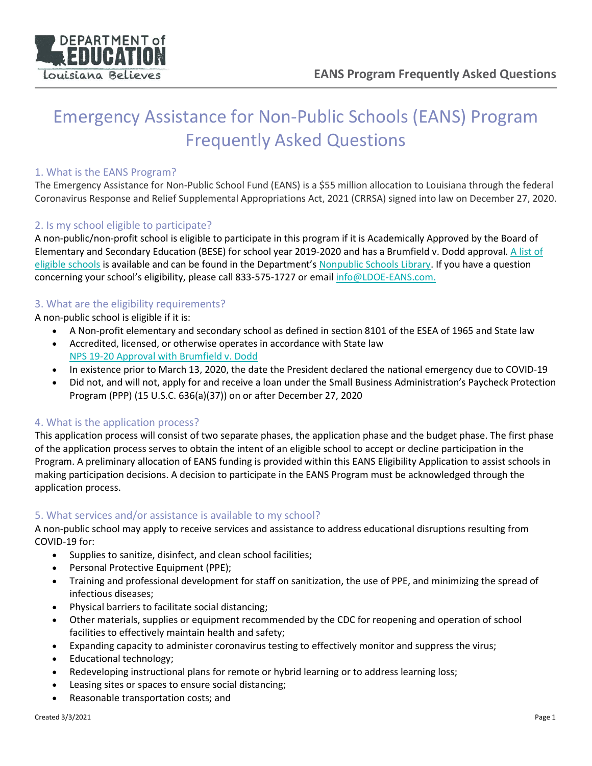# Emergency Assistance for Non-Public Schools (EANS) Program Frequently Asked Questions

## 1. What is the EANS Program?

The Emergency Assistance for Non-Public School Fund (EANS) is a $55 million allocation to Louisiana through the federal Coronavirus Response and Relief Supplemental Appropriations Act, 2021 (CRRSA) signed into law on December 27, 2020.

## 2. Is my school eligible to participate?

A non-public/non-profit school is eligible to participate in this program if it is Academically Approved by the Board of Elementary and Secondary Education (BESE) for school year 2019-2020 and has a Brumfield v. Dodd approval. A list of eligible schools is available and can be found in the Department's Nonpublic Schools Library. If you have a question concerning your school's eligibility, please call 833-575-1727 or email info@LDOE-EANS.com.

## 3. What are the eligibility requirements?

A non-public school is eligible if it is:

- A Non-profit elementary and secondary school as defined in section 8101 of the ESEA of 1965 and State law
- Accredited, licensed, or otherwise operates in accordance with State law
  NPS 19-20 Approval with Brumfield v. Dodd
- In existence prior to March 13, 2020, the date the President declared the national emergency due to COVID-19
- Did not, and will not, apply for and receive a loan under the Small Business Administration's Paycheck Protection Program (PPP) (15 U.S.C. 636(a)(37)) on or after December 27, 2020

## 4. What is the application process?

This application process will consist of two separate phases, the application phase and the budget phase. The first phase of the application process serves to obtain the intent of an eligible school to accept or decline participation in the Program. A preliminary allocation of EANS funding is provided within this EANS Eligibility Application to assist schools in making participation decisions. A decision to participate in the EANS Program must be acknowledged through the application process.

## 5. What services and/or assistance is available to my school?

A non-public school may apply to receive services and assistance to address educational disruptions resulting from COVID-19 for:

- Supplies to sanitize, disinfect, and clean school facilities;
- Personal Protective Equipment (PPE);
- Training and professional development for staff on sanitization, the use of PPE, and minimizing the spread of infectious diseases;
- Physical barriers to facilitate social distancing;
- Other materials, supplies or equipment recommended by the CDC for reopening and operation of school facilities to effectively maintain health and safety;
- Expanding capacity to administer coronavirus testing to effectively monitor and suppress the virus;
- Educational technology;
- Redeveloping instructional plans for remote or hybrid learning or to address learning loss;
- Leasing sites or spaces to ensure social distancing;
- Reasonable transportation costs; and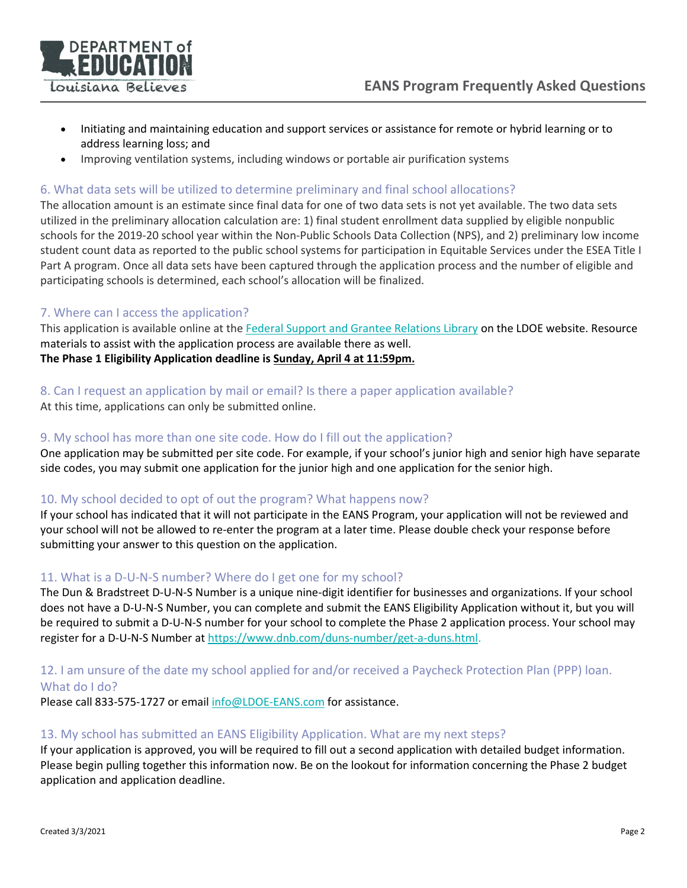- Initiating and maintaining education and support services or assistance for remote or hybrid learning or to address learning loss; and
- Improving ventilation systems, including windows or portable air purification systems

## 6. What data sets will be utilized to determine preliminary and final school allocations?

The allocation amount is an estimate since final data for one of two data sets is not yet available. The two data sets utilized in the preliminary allocation calculation are: 1) final student enrollment data supplied by eligible nonpublic schools for the 2019-20 school year within the Non-Public Schools Data Collection (NPS), and 2) preliminary low income student count data as reported to the public school systems for participation in Equitable Services under the ESEA Title I Part A program. Once all data sets have been captured through the application process and the number of eligible and participating schools is determined, each school's allocation will be finalized.

## 7. Where can I access the application?

This application is available online at the [Federal Support and Grantee Relations Library](#) on the LDOE website. Resource materials to assist with the application process are available there as well.

**The Phase 1 Eligibility Application deadline is Sunday, April 4 at 11:59pm.**

## 8. Can I request an application by mail or email? Is there a paper application available?

At this time, applications can only be submitted online.

## 9. My school has more than one site code. How do I fill out the application?

One application may be submitted per site code. For example, if your school's junior high and senior high have separate side codes, you may submit one application for the junior high and one application for the senior high.

## 10. My school decided to opt of out the program? What happens now?

If your school has indicated that it will not participate in the EANS Program, your application will not be reviewed and your school will not be allowed to re-enter the program at a later time. Please double check your response before submitting your answer to this question on the application.

## 11. What is a D-U-N-S number? Where do I get one for my school?

The Dun & Bradstreet D-U-N-S Number is a unique nine-digit identifier for businesses and organizations. If your school does not have a D-U-N-S Number, you can complete and submit the EANS Eligibility Application without it, but you will be required to submit a D-U-N-S number for your school to complete the Phase 2 application process. Your school may register for a D-U-N-S Number at https://www.dnb.com/duns-number/get-a-duns.html.

## 12. I am unsure of the date my school applied for and/or received a Paycheck Protection Plan (PPP) loan. What do I do?

Please call 833-575-1727 or email info@LDOE-EANS.com for assistance.

## 13. My school has submitted an EANS Eligibility Application. What are my next steps?

If your application is approved, you will be required to fill out a second application with detailed budget information. Please begin pulling together this information now. Be on the lookout for information concerning the Phase 2 budget application and application deadline.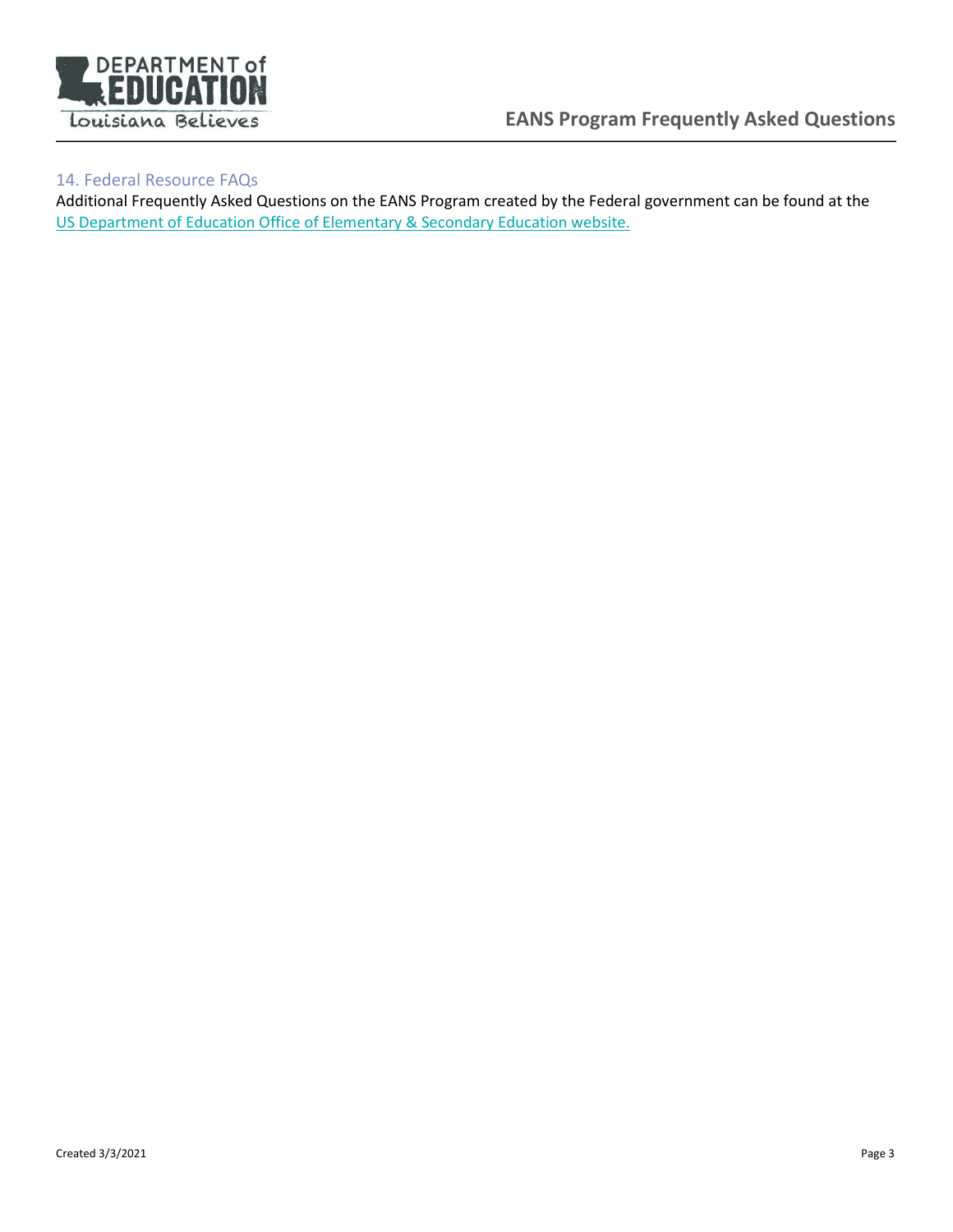## 14. Federal Resource FAQs

Additional Frequently Asked Questions on the EANS Program created by the Federal government can be found at the US Department of Education Office of Elementary & Secondary Education website.